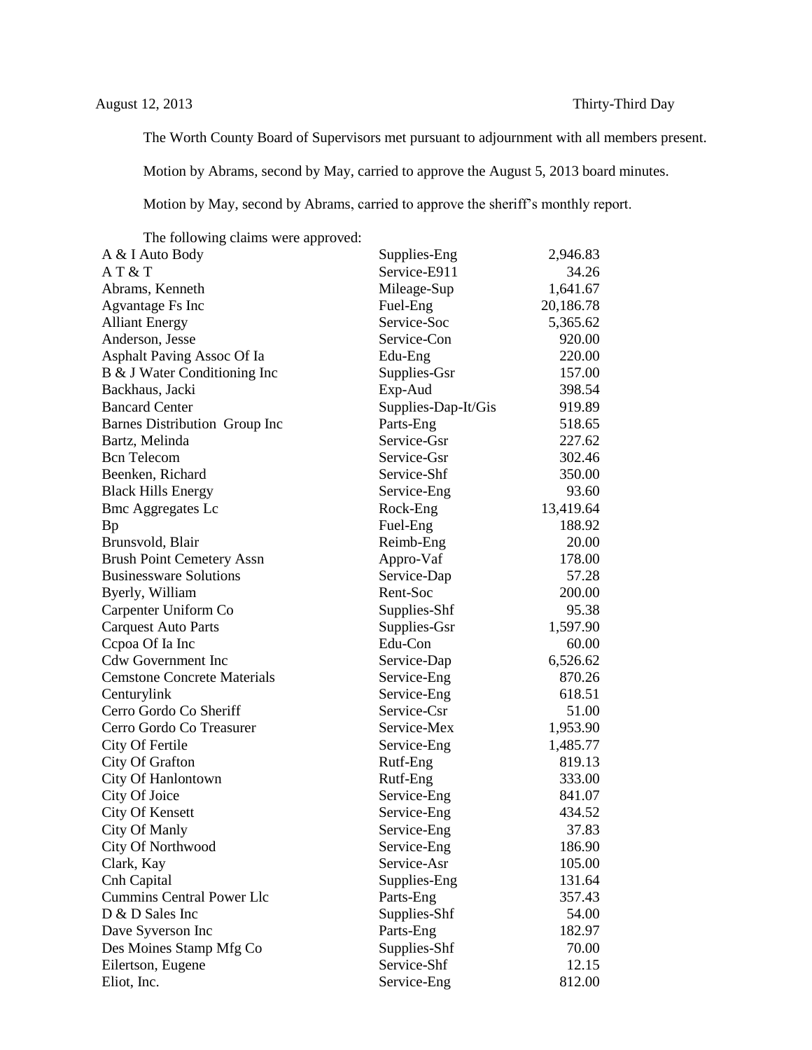August 12, 2013 Thirty-Third Day

The Worth County Board of Supervisors met pursuant to adjournment with all members present.

Motion by Abrams, second by May, carried to approve the August 5, 2013 board minutes.

Motion by May, second by Abrams, carried to approve the sheriff's monthly report.

The following claims were approved:

| | | |
|---|---|---|
| A & I Auto Body | Supplies-Eng | 2,946.83 |
| A T & T | Service-E911 | 34.26 |
| Abrams, Kenneth | Mileage-Sup | 1,641.67 |
| Agvantage Fs Inc | Fuel-Eng | 20,186.78 |
| Alliant Energy | Service-Soc | 5,365.62 |
| Anderson, Jesse | Service-Con | 920.00 |
| Asphalt Paving Assoc Of Ia | Edu-Eng | 220.00 |
| B & J Water Conditioning Inc | Supplies-Gsr | 157.00 |
| Backhaus, Jacki | Exp-Aud | 398.54 |
| Bancard Center | Supplies-Dap-It/Gis | 919.89 |
| Barnes Distribution Group Inc | Parts-Eng | 518.65 |
| Bartz, Melinda | Service-Gsr | 227.62 |
| Bcn Telecom | Service-Gsr | 302.46 |
| Beenken, Richard | Service-Shf | 350.00 |
| Black Hills Energy | Service-Eng | 93.60 |
| Bmc Aggregates Lc | Rock-Eng | 13,419.64 |
| Bp | Fuel-Eng | 188.92 |
| Brunsvold, Blair | Reimb-Eng | 20.00 |
| Brush Point Cemetery Assn | Appro-Vaf | 178.00 |
| Businessware Solutions | Service-Dap | 57.28 |
| Byerly, William | Rent-Soc | 200.00 |
| Carpenter Uniform Co | Supplies-Shf | 95.38 |
| Carquest Auto Parts | Supplies-Gsr | 1,597.90 |
| Ccpoa Of Ia Inc | Edu-Con | 60.00 |
| Cdw Government Inc | Service-Dap | 6,526.62 |
| Cemstone Concrete Materials | Service-Eng | 870.26 |
| Centurylink | Service-Eng | 618.51 |
| Cerro Gordo Co Sheriff | Service-Csr | 51.00 |
| Cerro Gordo Co Treasurer | Service-Mex | 1,953.90 |
| City Of Fertile | Service-Eng | 1,485.77 |
| City Of Grafton | Rutf-Eng | 819.13 |
| City Of Hanlontown | Rutf-Eng | 333.00 |
| City Of Joice | Service-Eng | 841.07 |
| City Of Kensett | Service-Eng | 434.52 |
| City Of Manly | Service-Eng | 37.83 |
| City Of Northwood | Service-Eng | 186.90 |
| Clark, Kay | Service-Asr | 105.00 |
| Cnh Capital | Supplies-Eng | 131.64 |
| Cummins Central Power Llc | Parts-Eng | 357.43 |
| D & D Sales Inc | Supplies-Shf | 54.00 |
| Dave Syverson Inc | Parts-Eng | 182.97 |
| Des Moines Stamp Mfg Co | Supplies-Shf | 70.00 |
| Eilertson, Eugene | Service-Shf | 12.15 |
| Eliot, Inc. | Service-Eng | 812.00 |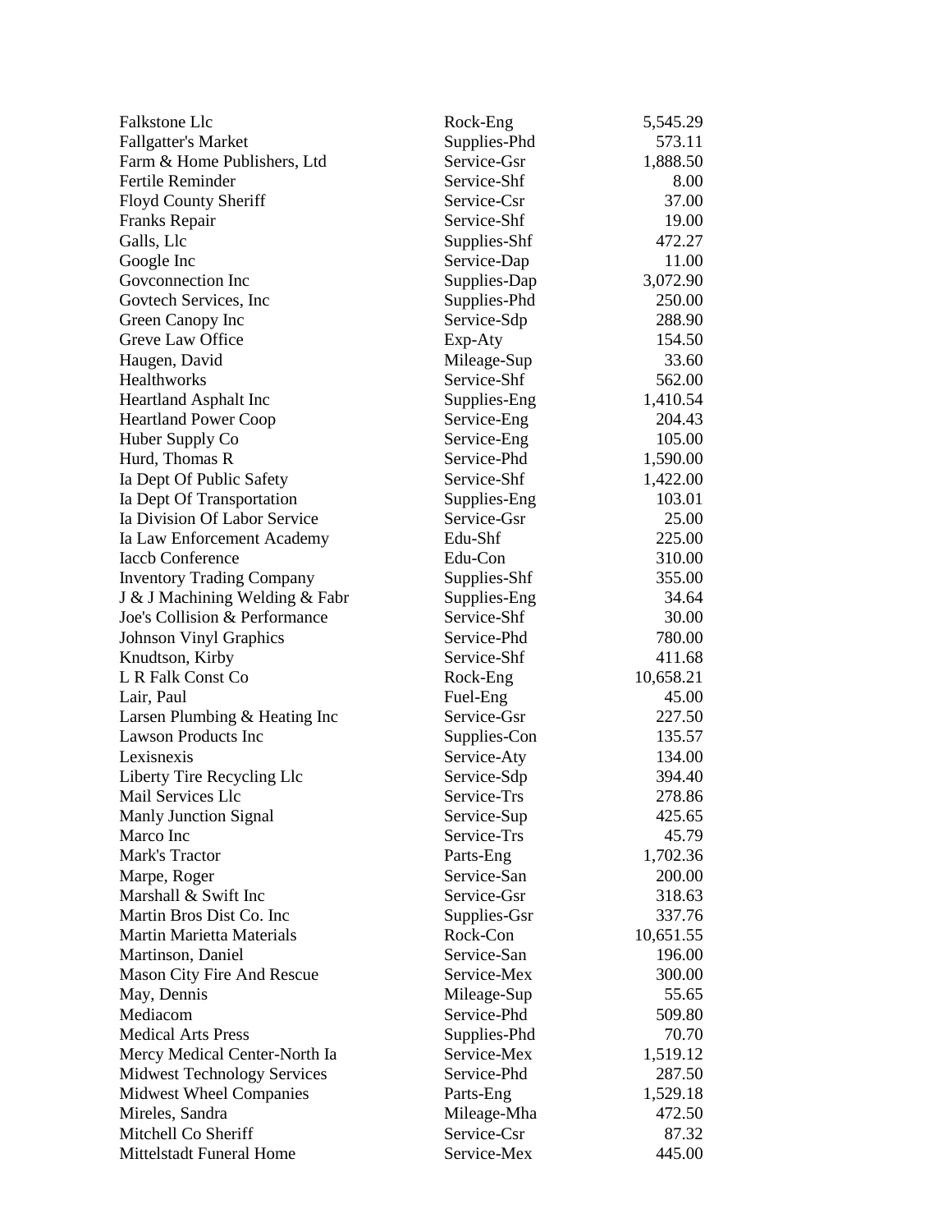| | | |
|---|---|---|
| Falkstone Llc | Rock-Eng | 5,545.29 |
| Fallgatter's Market | Supplies-Phd | 573.11 |
| Farm & Home Publishers, Ltd | Service-Gsr | 1,888.50 |
| Fertile Reminder | Service-Shf | 8.00 |
| Floyd County Sheriff | Service-Csr | 37.00 |
| Franks Repair | Service-Shf | 19.00 |
| Galls, Llc | Supplies-Shf | 472.27 |
| Google Inc | Service-Dap | 11.00 |
| Govconnection Inc | Supplies-Dap | 3,072.90 |
| Govtech Services, Inc | Supplies-Phd | 250.00 |
| Green Canopy Inc | Service-Sdp | 288.90 |
| Greve Law Office | Exp-Aty | 154.50 |
| Haugen, David | Mileage-Sup | 33.60 |
| Healthworks | Service-Shf | 562.00 |
| Heartland Asphalt Inc | Supplies-Eng | 1,410.54 |
| Heartland Power Coop | Service-Eng | 204.43 |
| Huber Supply Co | Service-Eng | 105.00 |
| Hurd, Thomas R | Service-Phd | 1,590.00 |
| Ia Dept Of Public Safety | Service-Shf | 1,422.00 |
| Ia Dept Of Transportation | Supplies-Eng | 103.01 |
| Ia Division Of Labor Service | Service-Gsr | 25.00 |
| Ia Law Enforcement Academy | Edu-Shf | 225.00 |
| Iaccb Conference | Edu-Con | 310.00 |
| Inventory Trading Company | Supplies-Shf | 355.00 |
| J & J Machining Welding & Fabr | Supplies-Eng | 34.64 |
| Joe's Collision & Performance | Service-Shf | 30.00 |
| Johnson Vinyl Graphics | Service-Phd | 780.00 |
| Knudtson, Kirby | Service-Shf | 411.68 |
| L R Falk Const Co | Rock-Eng | 10,658.21 |
| Lair, Paul | Fuel-Eng | 45.00 |
| Larsen Plumbing & Heating Inc | Service-Gsr | 227.50 |
| Lawson Products Inc | Supplies-Con | 135.57 |
| Lexisnexis | Service-Aty | 134.00 |
| Liberty Tire Recycling Llc | Service-Sdp | 394.40 |
| Mail Services Llc | Service-Trs | 278.86 |
| Manly Junction Signal | Service-Sup | 425.65 |
| Marco Inc | Service-Trs | 45.79 |
| Mark's Tractor | Parts-Eng | 1,702.36 |
| Marpe, Roger | Service-San | 200.00 |
| Marshall & Swift Inc | Service-Gsr | 318.63 |
| Martin Bros Dist Co. Inc | Supplies-Gsr | 337.76 |
| Martin Marietta Materials | Rock-Con | 10,651.55 |
| Martinson, Daniel | Service-San | 196.00 |
| Mason City Fire And Rescue | Service-Mex | 300.00 |
| May, Dennis | Mileage-Sup | 55.65 |
| Mediacom | Service-Phd | 509.80 |
| Medical Arts Press | Supplies-Phd | 70.70 |
| Mercy Medical Center-North Ia | Service-Mex | 1,519.12 |
| Midwest Technology Services | Service-Phd | 287.50 |
| Midwest Wheel Companies | Parts-Eng | 1,529.18 |
| Mireles, Sandra | Mileage-Mha | 472.50 |
| Mitchell Co Sheriff | Service-Csr | 87.32 |
| Mittelstadt Funeral Home | Service-Mex | 445.00 |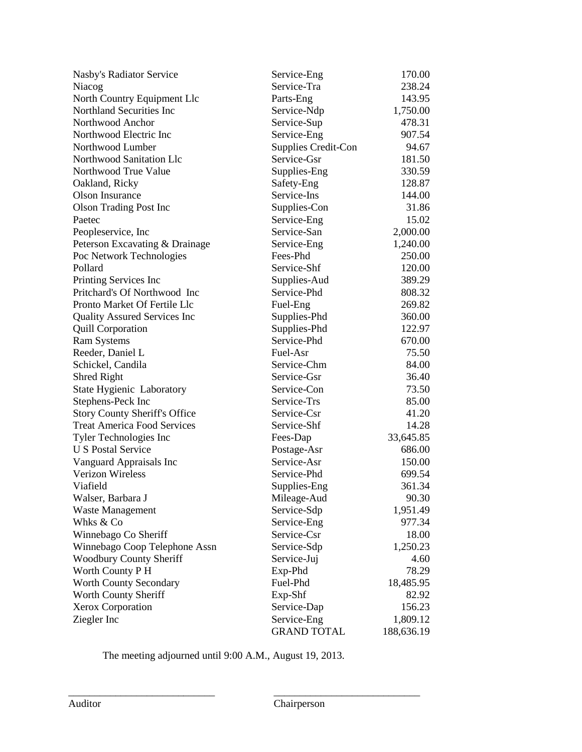| | | |
|---|---|---|
| Nasby's Radiator Service | Service-Eng | 170.00 |
| Niacog | Service-Tra | 238.24 |
| North Country Equipment Llc | Parts-Eng | 143.95 |
| Northland Securities Inc | Service-Ndp | 1,750.00 |
| Northwood Anchor | Service-Sup | 478.31 |
| Northwood Electric Inc | Service-Eng | 907.54 |
| Northwood Lumber | Supplies Credit-Con | 94.67 |
| Northwood Sanitation Llc | Service-Gsr | 181.50 |
| Northwood True Value | Supplies-Eng | 330.59 |
| Oakland, Ricky | Safety-Eng | 128.87 |
| Olson Insurance | Service-Ins | 144.00 |
| Olson Trading Post Inc | Supplies-Con | 31.86 |
| Paetec | Service-Eng | 15.02 |
| Peopleservice, Inc | Service-San | 2,000.00 |
| Peterson Excavating & Drainage | Service-Eng | 1,240.00 |
| Poc Network Technologies | Fees-Phd | 250.00 |
| Pollard | Service-Shf | 120.00 |
| Printing Services Inc | Supplies-Aud | 389.29 |
| Pritchard's Of Northwood Inc | Service-Phd | 808.32 |
| Pronto Market Of Fertile Llc | Fuel-Eng | 269.82 |
| Quality Assured Services Inc | Supplies-Phd | 360.00 |
| Quill Corporation | Supplies-Phd | 122.97 |
| Ram Systems | Service-Phd | 670.00 |
| Reeder, Daniel L | Fuel-Asr | 75.50 |
| Schickel, Candila | Service-Chm | 84.00 |
| Shred Right | Service-Gsr | 36.40 |
| State Hygienic Laboratory | Service-Con | 73.50 |
| Stephens-Peck Inc | Service-Trs | 85.00 |
| Story County Sheriff's Office | Service-Csr | 41.20 |
| Treat America Food Services | Service-Shf | 14.28 |
| Tyler Technologies Inc | Fees-Dap | 33,645.85 |
| U S Postal Service | Postage-Asr | 686.00 |
| Vanguard Appraisals Inc | Service-Asr | 150.00 |
| Verizon Wireless | Service-Phd | 699.54 |
| Viafield | Supplies-Eng | 361.34 |
| Walser, Barbara J | Mileage-Aud | 90.30 |
| Waste Management | Service-Sdp | 1,951.49 |
| Whks & Co | Service-Eng | 977.34 |
| Winnebago Co Sheriff | Service-Csr | 18.00 |
| Winnebago Coop Telephone Assn | Service-Sdp | 1,250.23 |
| Woodbury County Sheriff | Service-Juj | 4.60 |
| Worth County P H | Exp-Phd | 78.29 |
| Worth County Secondary | Fuel-Phd | 18,485.95 |
| Worth County Sheriff | Exp-Shf | 82.92 |
| Xerox Corporation | Service-Dap | 156.23 |
| Ziegler Inc | Service-Eng | 1,809.12 |
| | GRAND TOTAL | 188,636.19 |

The meeting adjourned until 9:00 A.M., August 19, 2013.

\_\_\_\_\_\_\_\_\_\_\_\_\_\_\_\_\_\_\_\_\_\_\_\_\_\_\_\_ \_\_\_\_\_\_\_\_\_\_\_\_\_\_\_\_\_\_\_\_\_\_\_\_\_\_\_\_

Auditor Chairperson